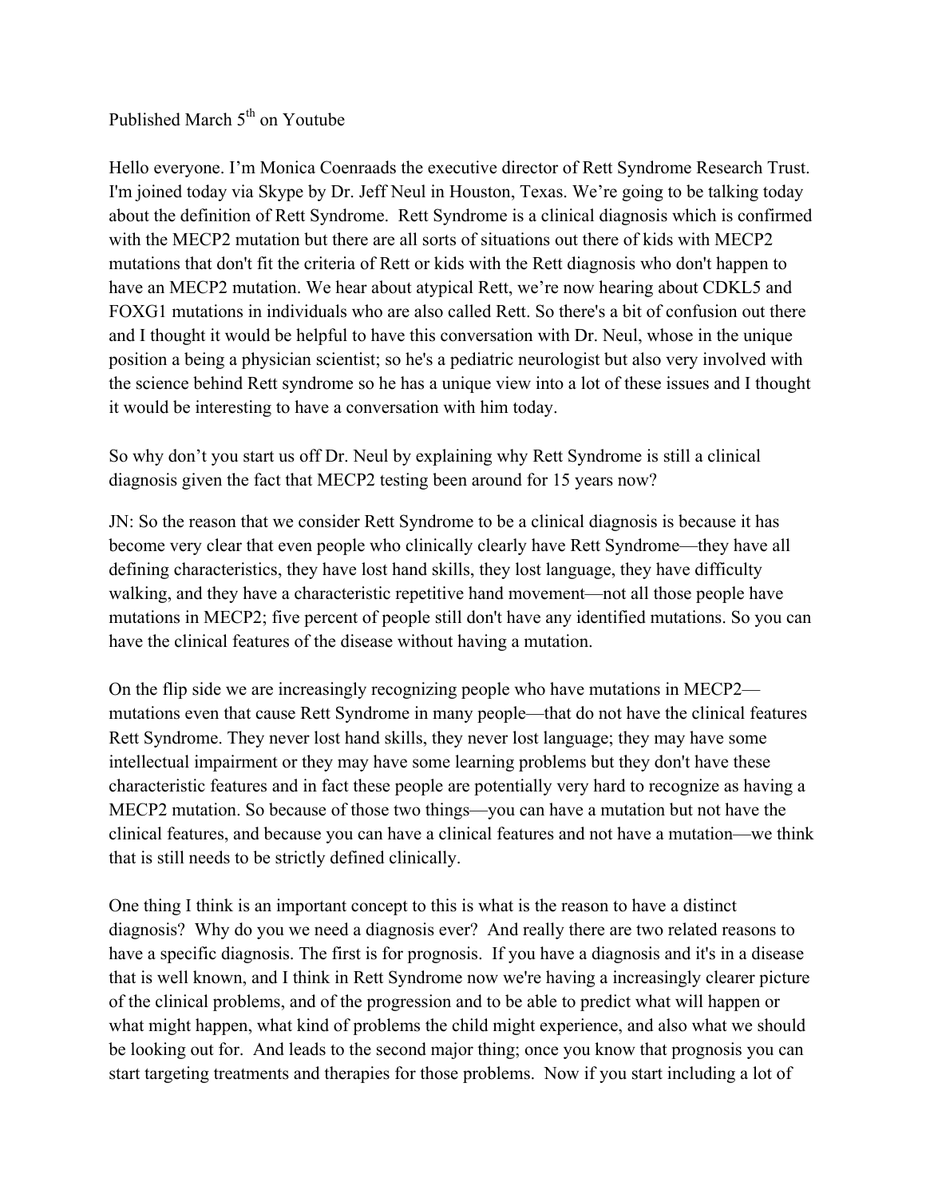Published March 5th on Youtube

Hello everyone. I'm Monica Coenraads the executive director of Rett Syndrome Research Trust. I'm joined today via Skype by Dr. Jeff Neul in Houston, Texas. We're going to be talking today about the definition of Rett Syndrome. Rett Syndrome is a clinical diagnosis which is confirmed with the MECP2 mutation but there are all sorts of situations out there of kids with MECP2 mutations that don't fit the criteria of Rett or kids with the Rett diagnosis who don't happen to have an MECP2 mutation. We hear about atypical Rett, we're now hearing about CDKL5 and FOXG1 mutations in individuals who are also called Rett. So there's a bit of confusion out there and I thought it would be helpful to have this conversation with Dr. Neul, whose in the unique position a being a physician scientist; so he's a pediatric neurologist but also very involved with the science behind Rett syndrome so he has a unique view into a lot of these issues and I thought it would be interesting to have a conversation with him today.

So why don't you start us off Dr. Neul by explaining why Rett Syndrome is still a clinical diagnosis given the fact that MECP2 testing been around for 15 years now?

JN: So the reason that we consider Rett Syndrome to be a clinical diagnosis is because it has become very clear that even people who clinically clearly have Rett Syndrome—they have all defining characteristics, they have lost hand skills, they lost language, they have difficulty walking, and they have a characteristic repetitive hand movement—not all those people have mutations in MECP2; five percent of people still don't have any identified mutations. So you can have the clinical features of the disease without having a mutation.

On the flip side we are increasingly recognizing people who have mutations in MECP2—mutations even that cause Rett Syndrome in many people—that do not have the clinical features Rett Syndrome. They never lost hand skills, they never lost language; they may have some intellectual impairment or they may have some learning problems but they don't have these characteristic features and in fact these people are potentially very hard to recognize as having a MECP2 mutation. So because of those two things—you can have a mutation but not have the clinical features, and because you can have a clinical features and not have a mutation—we think that is still needs to be strictly defined clinically.

One thing I think is an important concept to this is what is the reason to have a distinct diagnosis? Why do you we need a diagnosis ever? And really there are two related reasons to have a specific diagnosis. The first is for prognosis. If you have a diagnosis and it's in a disease that is well known, and I think in Rett Syndrome now we're having a increasingly clearer picture of the clinical problems, and of the progression and to be able to predict what will happen or what might happen, what kind of problems the child might experience, and also what we should be looking out for. And leads to the second major thing; once you know that prognosis you can start targeting treatments and therapies for those problems. Now if you start including a lot of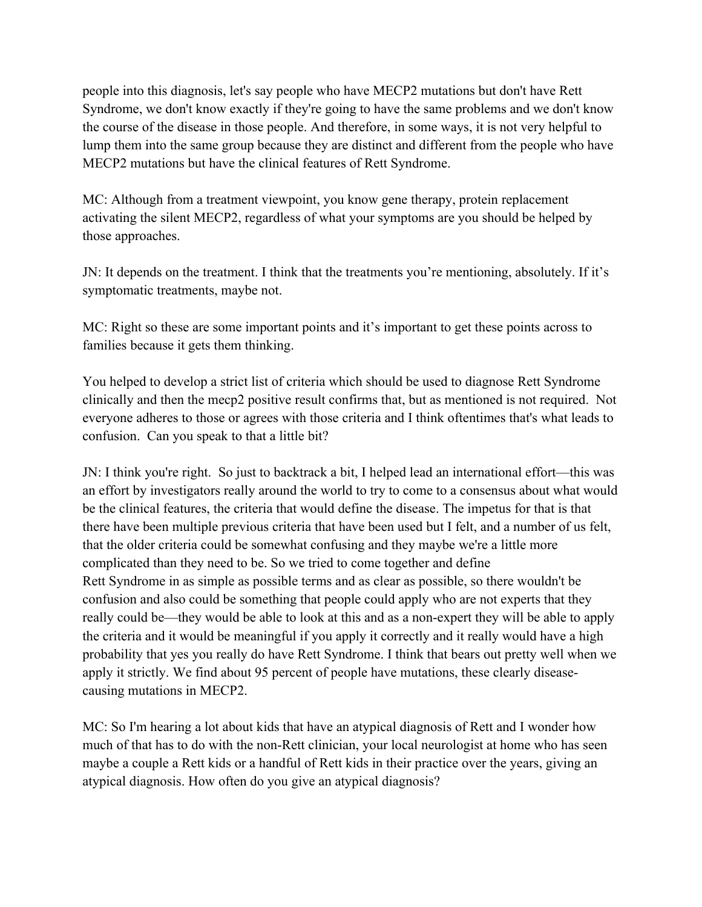people into this diagnosis, let's say people who have MECP2 mutations but don't have Rett Syndrome, we don't know exactly if they're going to have the same problems and we don't know the course of the disease in those people. And therefore, in some ways, it is not very helpful to lump them into the same group because they are distinct and different from the people who have MECP2 mutations but have the clinical features of Rett Syndrome.

MC: Although from a treatment viewpoint, you know gene therapy, protein replacement activating the silent MECP2, regardless of what your symptoms are you should be helped by those approaches.

JN: It depends on the treatment. I think that the treatments you're mentioning, absolutely. If it's symptomatic treatments, maybe not.

MC: Right so these are some important points and it's important to get these points across to families because it gets them thinking.

You helped to develop a strict list of criteria which should be used to diagnose Rett Syndrome clinically and then the mecp2 positive result confirms that, but as mentioned is not required. Not everyone adheres to those or agrees with those criteria and I think oftentimes that's what leads to confusion. Can you speak to that a little bit?

JN: I think you're right. So just to backtrack a bit, I helped lead an international effort—this was an effort by investigators really around the world to try to come to a consensus about what would be the clinical features, the criteria that would define the disease. The impetus for that is that there have been multiple previous criteria that have been used but I felt, and a number of us felt, that the older criteria could be somewhat confusing and they maybe we're a little more complicated than they need to be. So we tried to come together and define Rett Syndrome in as simple as possible terms and as clear as possible, so there wouldn't be confusion and also could be something that people could apply who are not experts that they really could be—they would be able to look at this and as a non-expert they will be able to apply the criteria and it would be meaningful if you apply it correctly and it really would have a high probability that yes you really do have Rett Syndrome. I think that bears out pretty well when we apply it strictly. We find about 95 percent of people have mutations, these clearly disease-causing mutations in MECP2.

MC: So I'm hearing a lot about kids that have an atypical diagnosis of Rett and I wonder how much of that has to do with the non-Rett clinician, your local neurologist at home who has seen maybe a couple a Rett kids or a handful of Rett kids in their practice over the years, giving an atypical diagnosis. How often do you give an atypical diagnosis?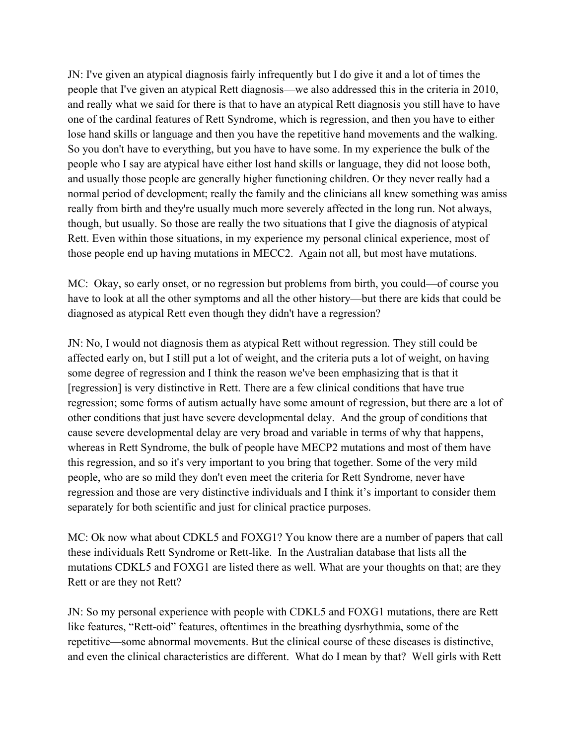JN: I've given an atypical diagnosis fairly infrequently but I do give it and a lot of times the people that I've given an atypical Rett diagnosis—we also addressed this in the criteria in 2010, and really what we said for there is that to have an atypical Rett diagnosis you still have to have one of the cardinal features of Rett Syndrome, which is regression, and then you have to either lose hand skills or language and then you have the repetitive hand movements and the walking. So you don't have to everything, but you have to have some. In my experience the bulk of the people who I say are atypical have either lost hand skills or language, they did not loose both, and usually those people are generally higher functioning children. Or they never really had a normal period of development; really the family and the clinicians all knew something was amiss really from birth and they're usually much more severely affected in the long run. Not always, though, but usually. So those are really the two situations that I give the diagnosis of atypical Rett. Even within those situations, in my experience my personal clinical experience, most of those people end up having mutations in MECC2. Again not all, but most have mutations.

MC: Okay, so early onset, or no regression but problems from birth, you could—of course you have to look at all the other symptoms and all the other history—but there are kids that could be diagnosed as atypical Rett even though they didn't have a regression?

JN: No, I would not diagnosis them as atypical Rett without regression. They still could be affected early on, but I still put a lot of weight, and the criteria puts a lot of weight, on having some degree of regression and I think the reason we've been emphasizing that is that it [regression] is very distinctive in Rett. There are a few clinical conditions that have true regression; some forms of autism actually have some amount of regression, but there are a lot of other conditions that just have severe developmental delay. And the group of conditions that cause severe developmental delay are very broad and variable in terms of why that happens, whereas in Rett Syndrome, the bulk of people have MECP2 mutations and most of them have this regression, and so it's very important to you bring that together. Some of the very mild people, who are so mild they don't even meet the criteria for Rett Syndrome, never have regression and those are very distinctive individuals and I think it's important to consider them separately for both scientific and just for clinical practice purposes.

MC: Ok now what about CDKL5 and FOXG1? You know there are a number of papers that call these individuals Rett Syndrome or Rett-like. In the Australian database that lists all the mutations CDKL5 and FOXG1 are listed there as well. What are your thoughts on that; are they Rett or are they not Rett?

JN: So my personal experience with people with CDKL5 and FOXG1 mutations, there are Rett like features, "Rett-oid" features, oftentimes in the breathing dysrhythmia, some of the repetitive—some abnormal movements. But the clinical course of these diseases is distinctive, and even the clinical characteristics are different. What do I mean by that? Well girls with Rett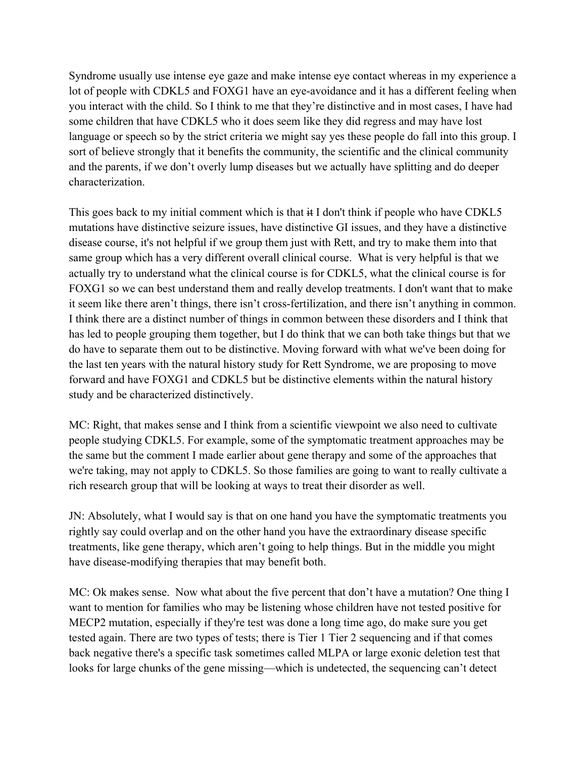Syndrome usually use intense eye gaze and make intense eye contact whereas in my experience a lot of people with CDKL5 and FOXG1 have an eye-avoidance and it has a different feeling when you interact with the child. So I think to me that they're distinctive and in most cases, I have had some children that have CDKL5 who it does seem like they did regress and may have lost language or speech so by the strict criteria we might say yes these people do fall into this group. I sort of believe strongly that it benefits the community, the scientific and the clinical community and the parents, if we don't overly lump diseases but we actually have splitting and do deeper characterization.

This goes back to my initial comment which is that ~~it~~ I don't think if people who have CDKL5 mutations have distinctive seizure issues, have distinctive GI issues, and they have a distinctive disease course, it's not helpful if we group them just with Rett, and try to make them into that same group which has a very different overall clinical course. What is very helpful is that we actually try to understand what the clinical course is for CDKL5, what the clinical course is for FOXG1 so we can best understand them and really develop treatments. I don't want that to make it seem like there aren't things, there isn't cross-fertilization, and there isn't anything in common. I think there are a distinct number of things in common between these disorders and I think that has led to people grouping them together, but I do think that we can both take things but that we do have to separate them out to be distinctive. Moving forward with what we've been doing for the last ten years with the natural history study for Rett Syndrome, we are proposing to move forward and have FOXG1 and CDKL5 but be distinctive elements within the natural history study and be characterized distinctively.

MC: Right, that makes sense and I think from a scientific viewpoint we also need to cultivate people studying CDKL5. For example, some of the symptomatic treatment approaches may be the same but the comment I made earlier about gene therapy and some of the approaches that we're taking, may not apply to CDKL5. So those families are going to want to really cultivate a rich research group that will be looking at ways to treat their disorder as well.

JN: Absolutely, what I would say is that on one hand you have the symptomatic treatments you rightly say could overlap and on the other hand you have the extraordinary disease specific treatments, like gene therapy, which aren't going to help things. But in the middle you might have disease-modifying therapies that may benefit both.

MC: Ok makes sense. Now what about the five percent that don't have a mutation? One thing I want to mention for families who may be listening whose children have not tested positive for MECP2 mutation, especially if they're test was done a long time ago, do make sure you get tested again. There are two types of tests; there is Tier 1 Tier 2 sequencing and if that comes back negative there's a specific task sometimes called MLPA or large exonic deletion test that looks for large chunks of the gene missing—which is undetected, the sequencing can't detect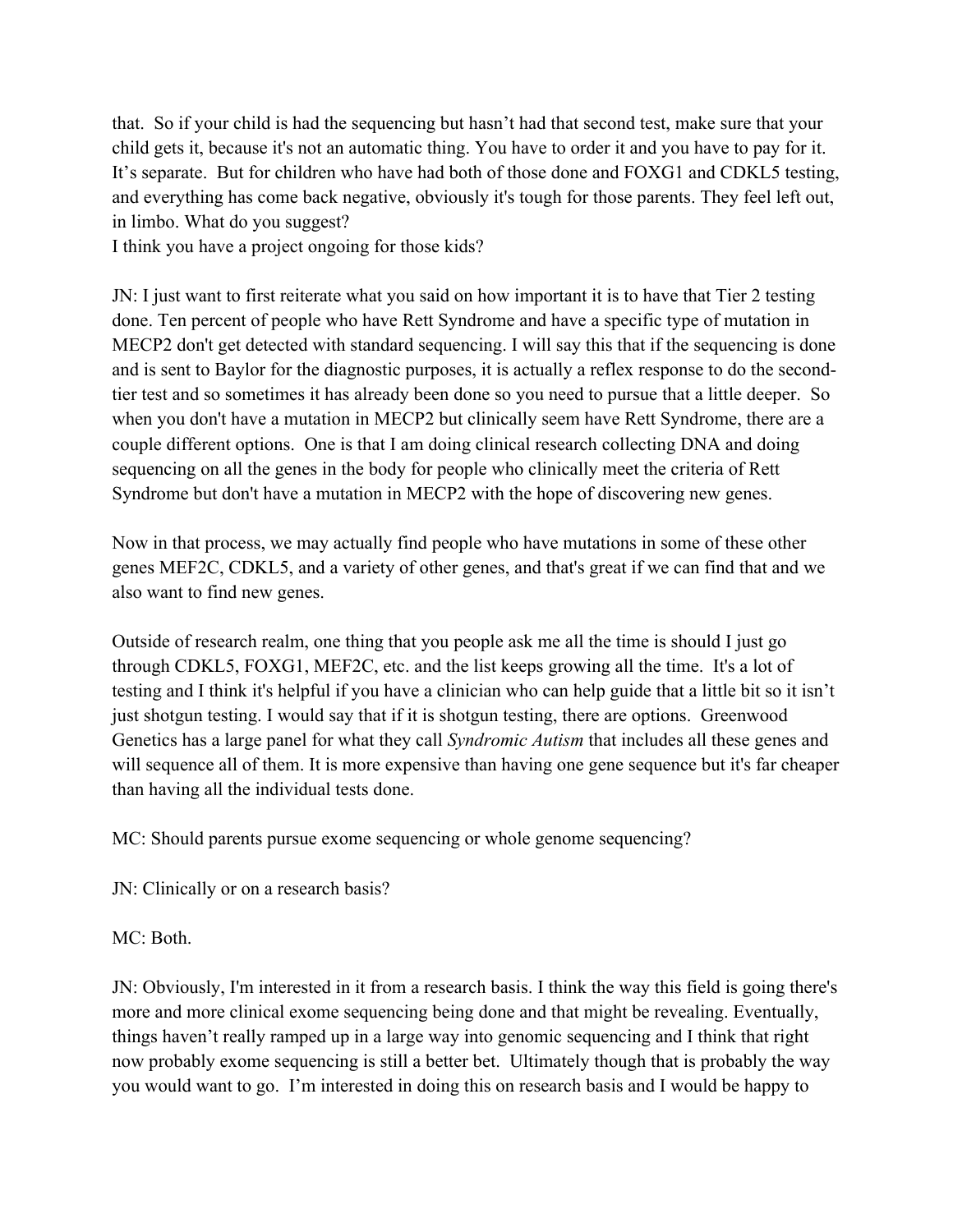that. So if your child is had the sequencing but hasn't had that second test, make sure that your child gets it, because it's not an automatic thing. You have to order it and you have to pay for it. It's separate. But for children who have had both of those done and FOXG1 and CDKL5 testing, and everything has come back negative, obviously it's tough for those parents. They feel left out, in limbo. What do you suggest?
I think you have a project ongoing for those kids?

JN: I just want to first reiterate what you said on how important it is to have that Tier 2 testing done. Ten percent of people who have Rett Syndrome and have a specific type of mutation in MECP2 don't get detected with standard sequencing. I will say this that if the sequencing is done and is sent to Baylor for the diagnostic purposes, it is actually a reflex response to do the second-tier test and so sometimes it has already been done so you need to pursue that a little deeper. So when you don't have a mutation in MECP2 but clinically seem have Rett Syndrome, there are a couple different options. One is that I am doing clinical research collecting DNA and doing sequencing on all the genes in the body for people who clinically meet the criteria of Rett Syndrome but don't have a mutation in MECP2 with the hope of discovering new genes.

Now in that process, we may actually find people who have mutations in some of these other genes MEF2C, CDKL5, and a variety of other genes, and that's great if we can find that and we also want to find new genes.

Outside of research realm, one thing that you people ask me all the time is should I just go through CDKL5, FOXG1, MEF2C, etc. and the list keeps growing all the time. It's a lot of testing and I think it's helpful if you have a clinician who can help guide that a little bit so it isn't just shotgun testing. I would say that if it is shotgun testing, there are options. Greenwood Genetics has a large panel for what they call *Syndromic Autism* that includes all these genes and will sequence all of them. It is more expensive than having one gene sequence but it's far cheaper than having all the individual tests done.

MC: Should parents pursue exome sequencing or whole genome sequencing?

JN: Clinically or on a research basis?

MC: Both.

JN: Obviously, I'm interested in it from a research basis. I think the way this field is going there's more and more clinical exome sequencing being done and that might be revealing. Eventually, things haven't really ramped up in a large way into genomic sequencing and I think that right now probably exome sequencing is still a better bet. Ultimately though that is probably the way you would want to go. I'm interested in doing this on research basis and I would be happy to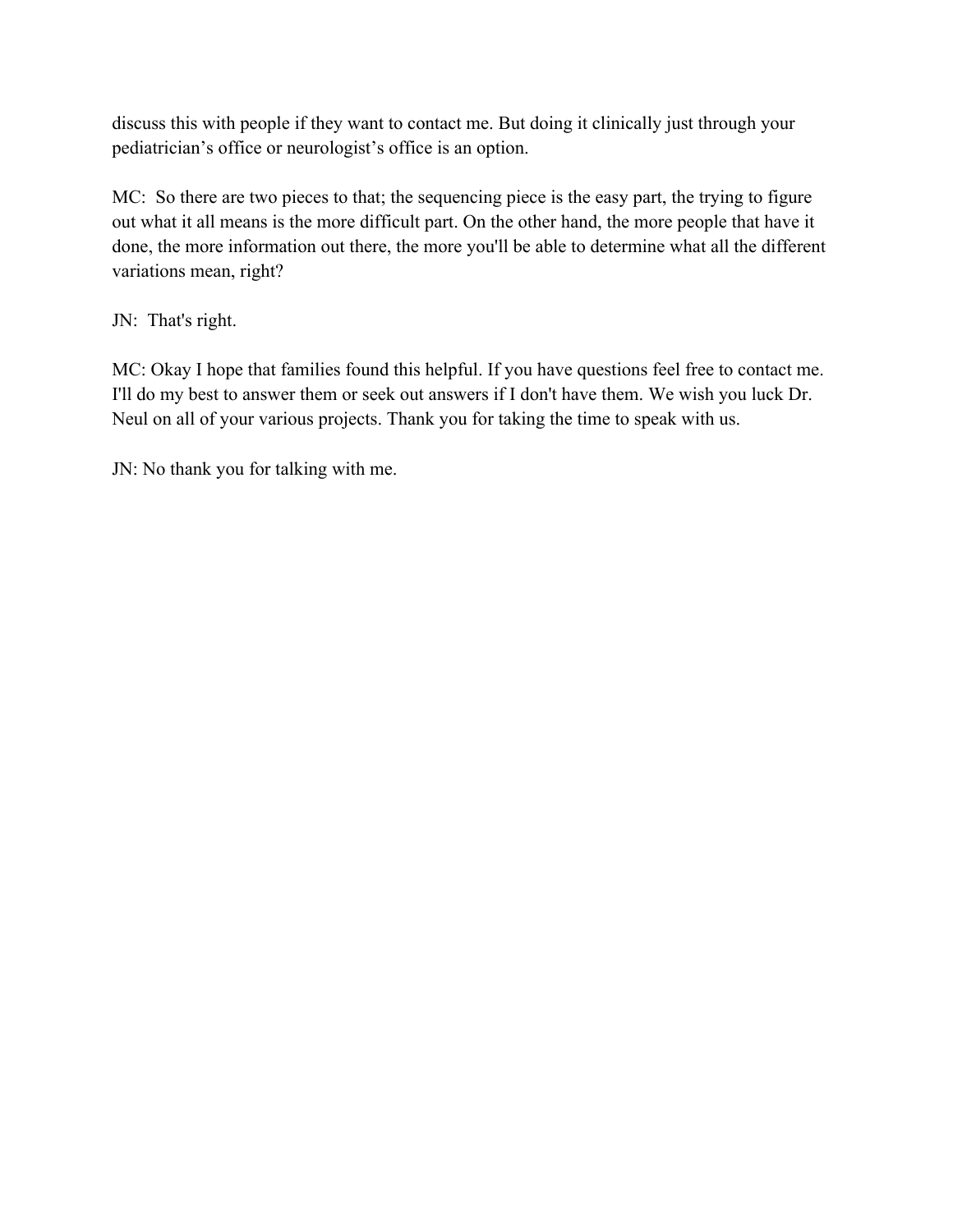discuss this with people if they want to contact me. But doing it clinically just through your pediatrician's office or neurologist's office is an option.

MC:  So there are two pieces to that; the sequencing piece is the easy part, the trying to figure out what it all means is the more difficult part. On the other hand, the more people that have it done, the more information out there, the more you'll be able to determine what all the different variations mean, right?

JN:  That's right.

MC: Okay I hope that families found this helpful. If you have questions feel free to contact me. I'll do my best to answer them or seek out answers if I don't have them. We wish you luck Dr. Neul on all of your various projects. Thank you for taking the time to speak with us.

JN: No thank you for talking with me.